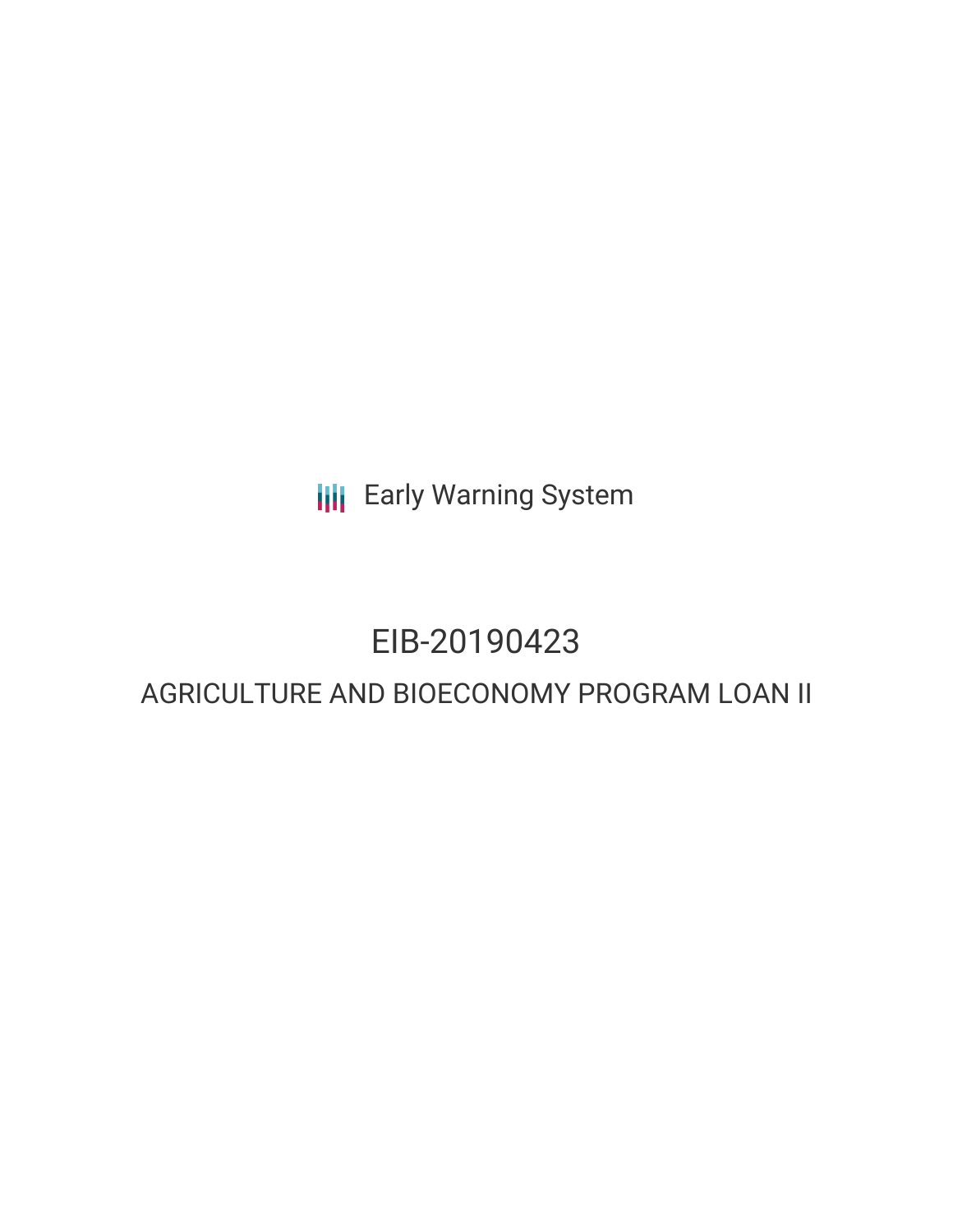Early Warning System

# EIB-20190423

## AGRICULTURE AND BIOECONOMY PROGRAM LOAN II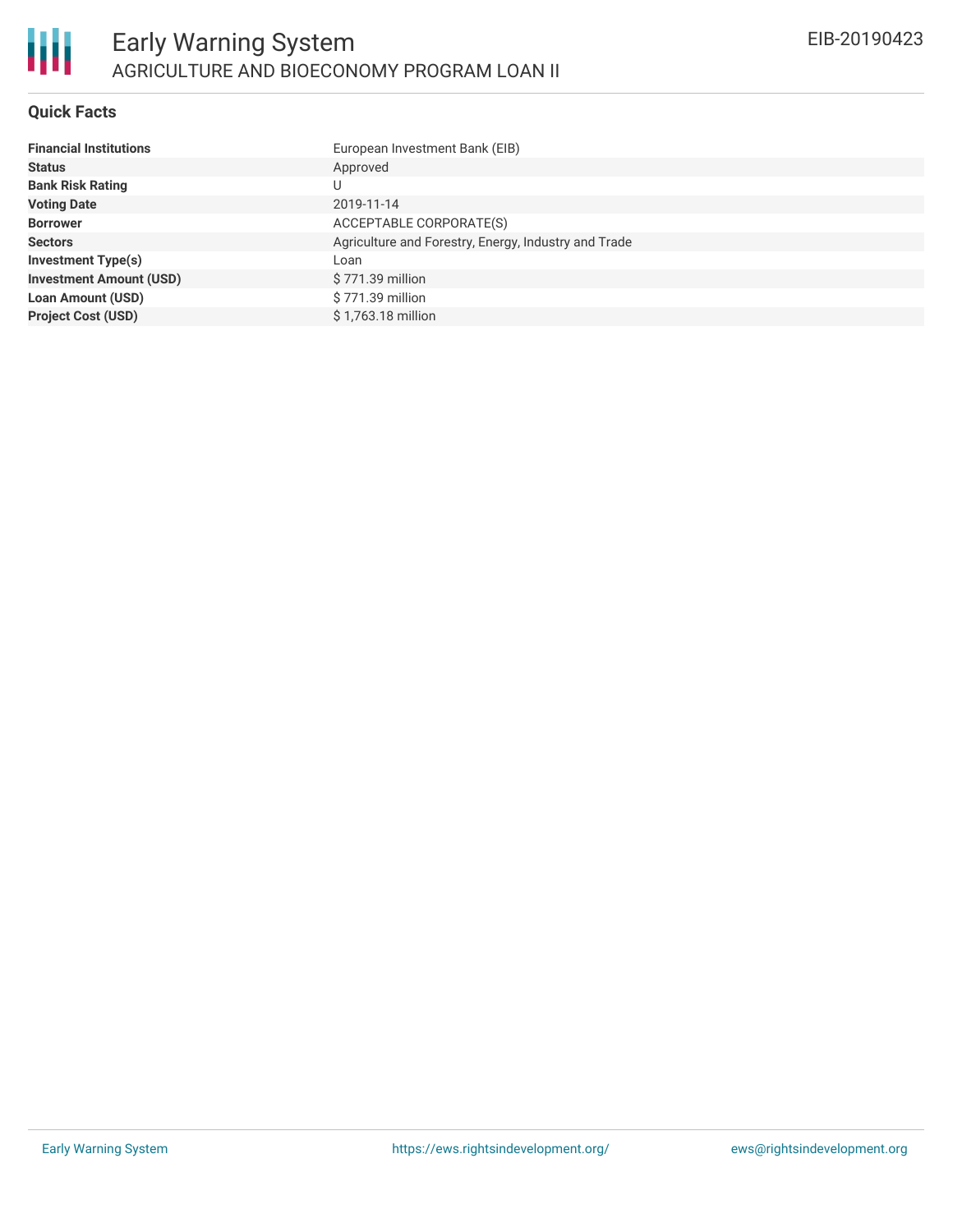# Early Warning System

## AGRICULTURE AND BIOECONOMY PROGRAM LOAN II

EIB-20190423

### Quick Facts

| | |
|---|---|
| **Financial Institutions** | European Investment Bank (EIB) |
| **Status** | Approved |
| **Bank Risk Rating** | U |
| **Voting Date** | 2019-11-14 |
| **Borrower** | ACCEPTABLE CORPORATE(S) |
| **Sectors** | Agriculture and Forestry, Energy, Industry and Trade |
| **Investment Type(s)** | Loan |
| **Investment Amount (USD)** | $ 771.39 million |
| **Loan Amount (USD)** | $ 771.39 million |
| **Project Cost (USD)** | $ 1,763.18 million |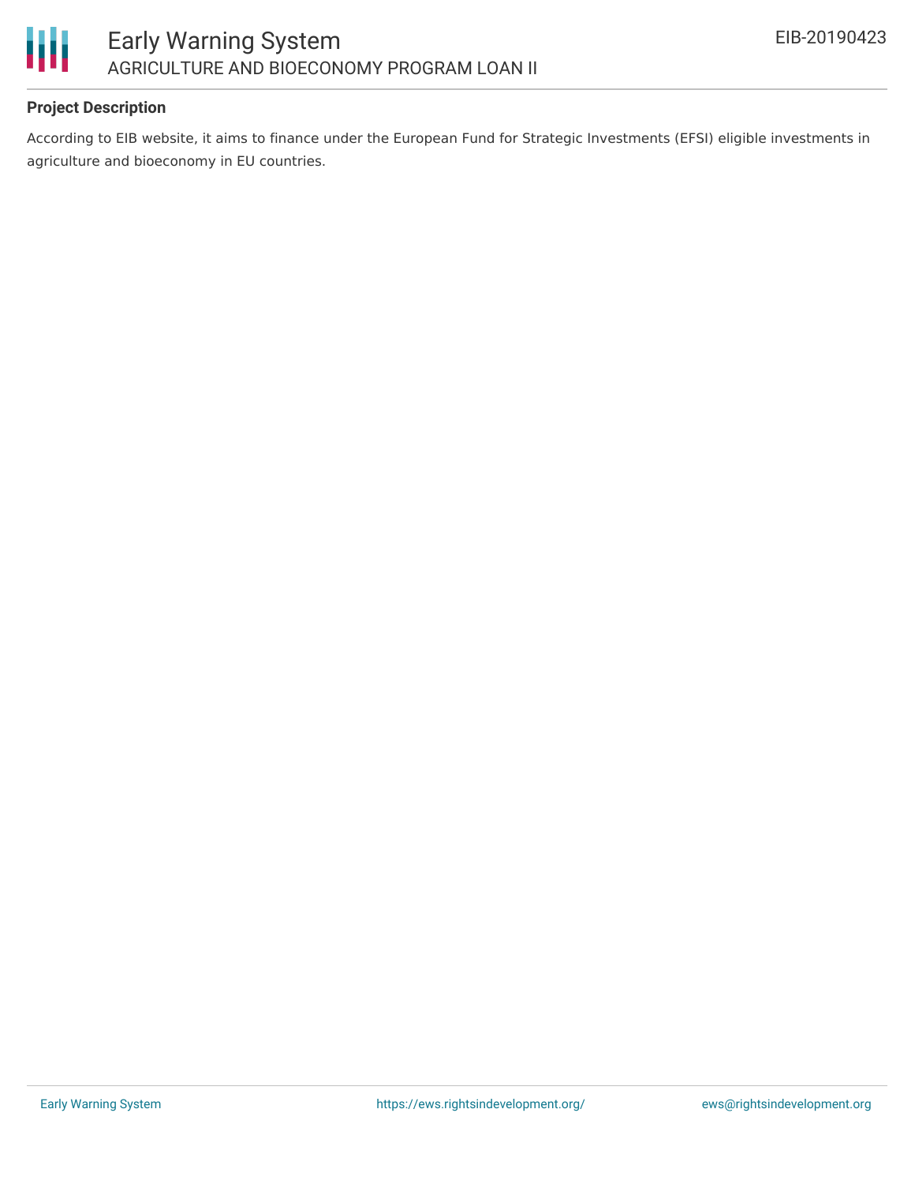### Project Description

According to EIB website, it aims to finance under the European Fund for Strategic Investments (EFSI) eligible investments in agriculture and bioeconomy in EU countries.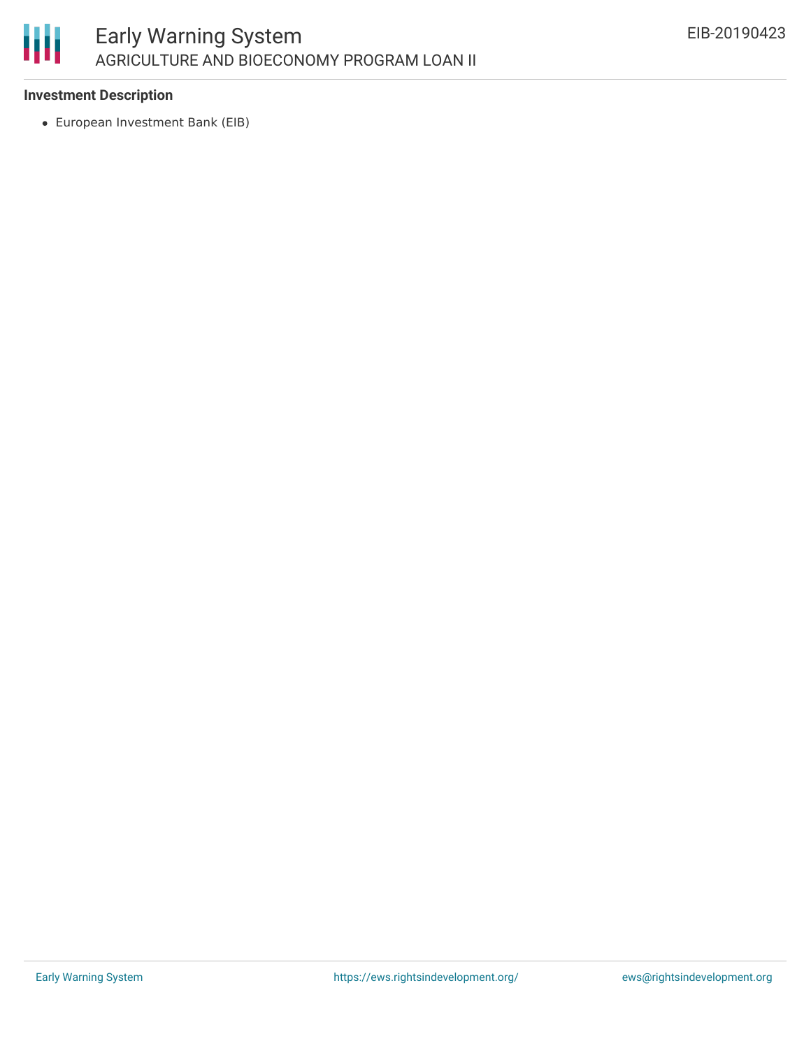### Investment Description

- European Investment Bank (EIB)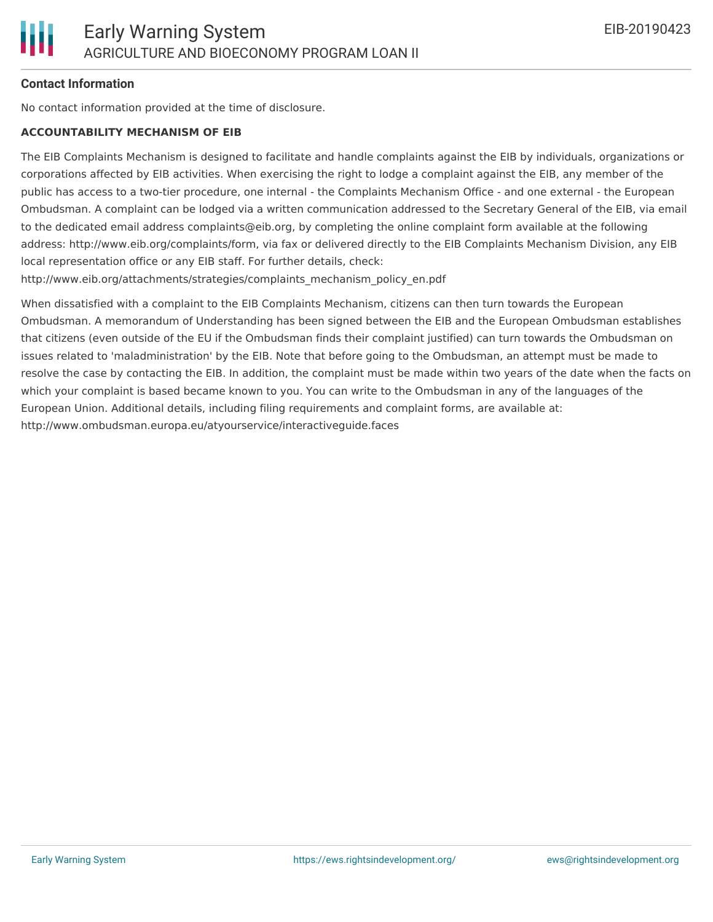## Contact Information

No contact information provided at the time of disclosure.

**ACCOUNTABILITY MECHANISM OF EIB**

The EIB Complaints Mechanism is designed to facilitate and handle complaints against the EIB by individuals, organizations or corporations affected by EIB activities. When exercising the right to lodge a complaint against the EIB, any member of the public has access to a two-tier procedure, one internal - the Complaints Mechanism Office - and one external - the European Ombudsman. A complaint can be lodged via a written communication addressed to the Secretary General of the EIB, via email to the dedicated email address complaints@eib.org, by completing the online complaint form available at the following address: http://www.eib.org/complaints/form, via fax or delivered directly to the EIB Complaints Mechanism Division, any EIB local representation office or any EIB staff. For further details, check: http://www.eib.org/attachments/strategies/complaints_mechanism_policy_en.pdf

When dissatisfied with a complaint to the EIB Complaints Mechanism, citizens can then turn towards the European Ombudsman. A memorandum of Understanding has been signed between the EIB and the European Ombudsman establishes that citizens (even outside of the EU if the Ombudsman finds their complaint justified) can turn towards the Ombudsman on issues related to 'maladministration' by the EIB. Note that before going to the Ombudsman, an attempt must be made to resolve the case by contacting the EIB. In addition, the complaint must be made within two years of the date when the facts on which your complaint is based became known to you. You can write to the Ombudsman in any of the languages of the European Union. Additional details, including filing requirements and complaint forms, are available at: http://www.ombudsman.europa.eu/atyourservice/interactiveguide.faces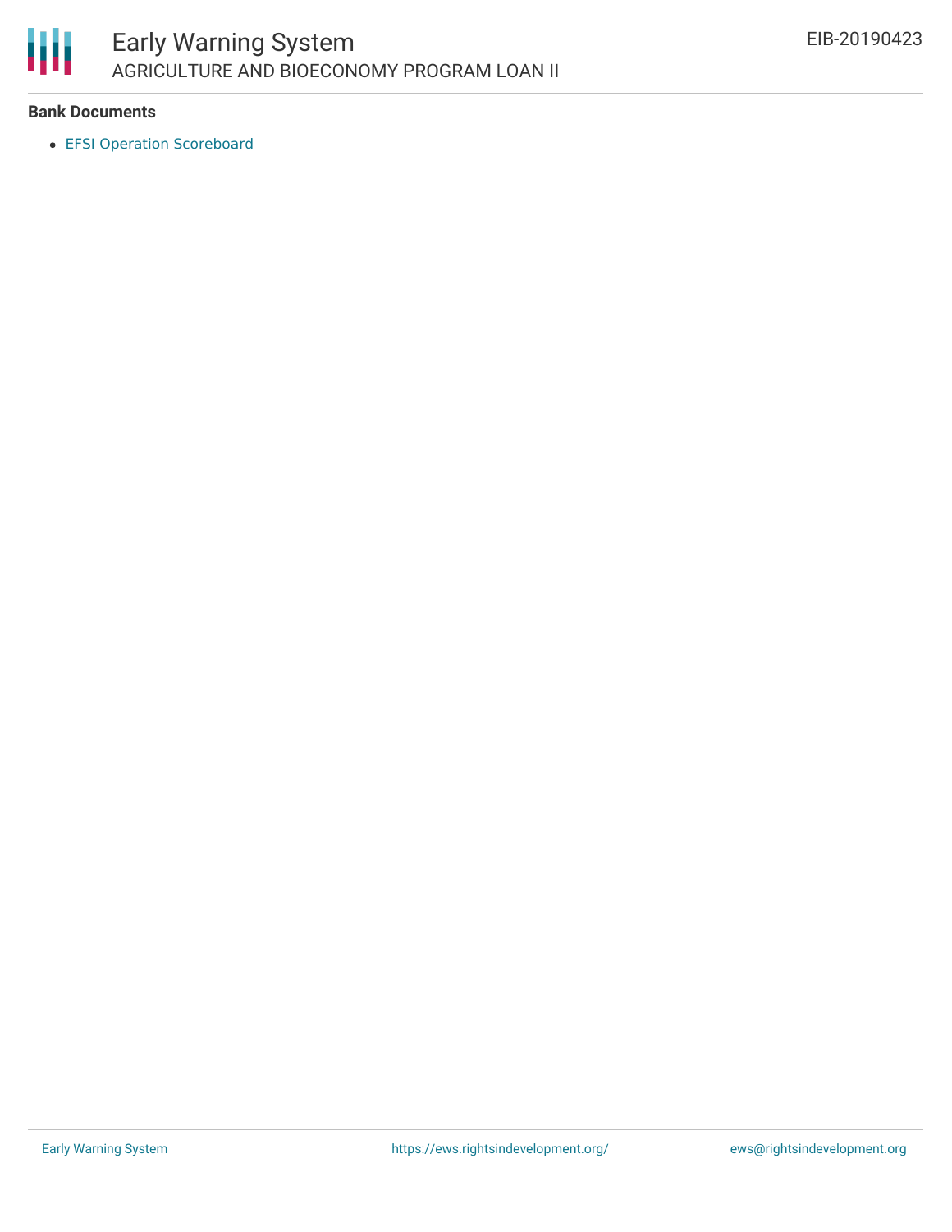**Bank Documents**

- EFSI Operation Scoreboard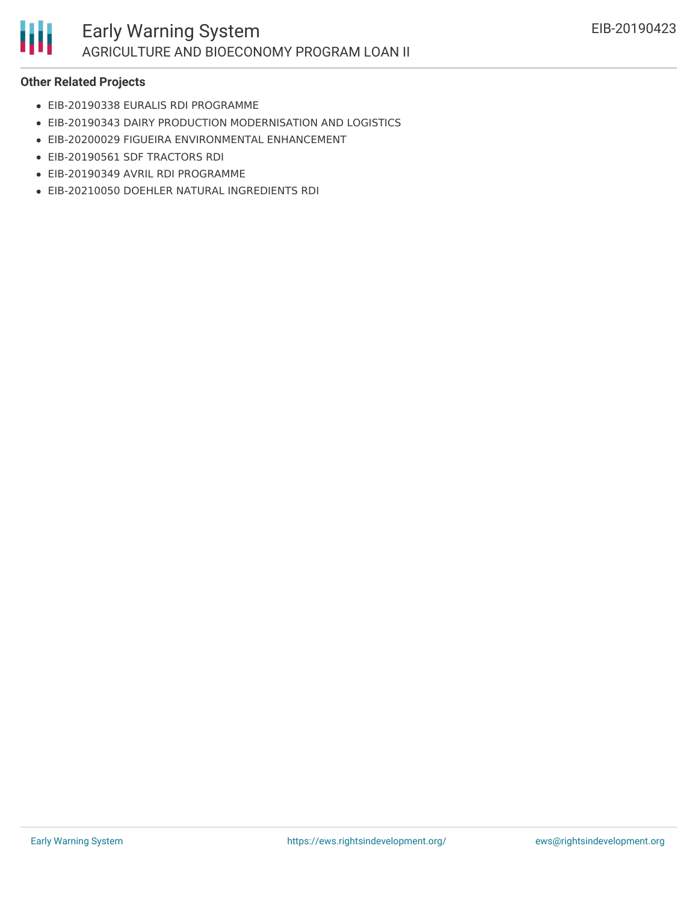**Other Related Projects**

- EIB-20190338 EURALIS RDI PROGRAMME
- EIB-20190343 DAIRY PRODUCTION MODERNISATION AND LOGISTICS
- EIB-20200029 FIGUEIRA ENVIRONMENTAL ENHANCEMENT
- EIB-20190561 SDF TRACTORS RDI
- EIB-20190349 AVRIL RDI PROGRAMME
- EIB-20210050 DOEHLER NATURAL INGREDIENTS RDI